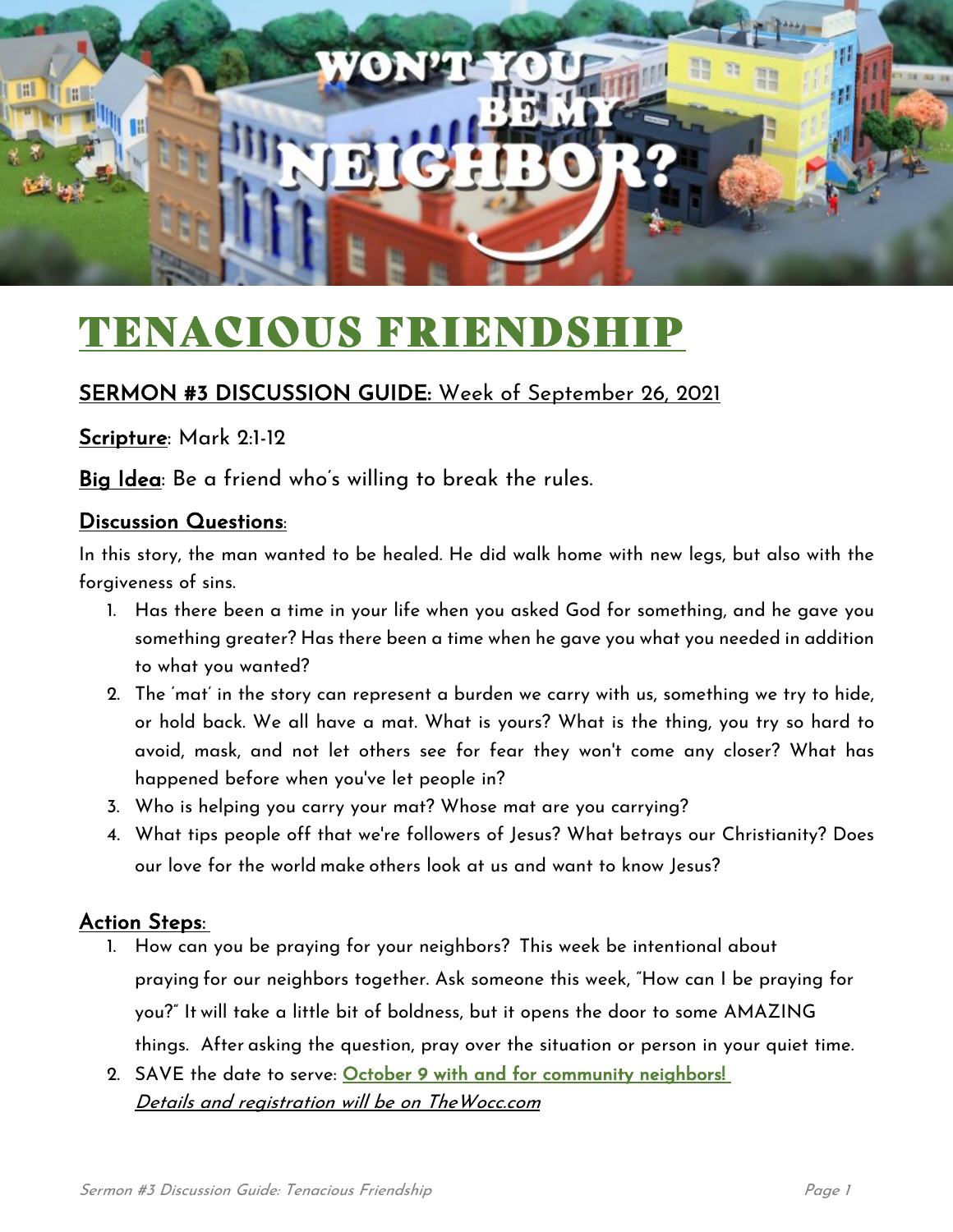# TENACIOUS FRIENDSHIP

## **SERMON #3 DISCUSSION GUIDE:** Week of September 26, 2021

**Scripture**: Mark 2:1-12

**Big Idea**: Be a friend who's willing to break the rules.

### Discussion Questions:

In this story, the man wanted to be healed. He did walk home with new legs, but also with the forgiveness of sins.

1. Has there been a time in your life when you asked God for something, and he gave you something greater? Has there been a time when he gave you what you needed in addition to what you wanted?
2. The 'mat' in the story can represent a burden we carry with us, something we try to hide, or hold back. We all have a mat. What is yours? What is the thing, you try so hard to avoid, mask, and not let others see for fear they won't come any closer? What has happened before when you've let people in?
3. Who is helping you carry your mat? Whose mat are you carrying?
4. What tips people off that we're followers of Jesus? What betrays our Christianity? Does our love for the world make others look at us and want to know Jesus?

### Action Steps:

1. How can you be praying for your neighbors? This week be intentional about praying for our neighbors together. Ask someone this week, "How can I be praying for you?" It will take a little bit of boldness, but it opens the door to some AMAZING things. After asking the question, pray over the situation or person in your quiet time.
2. SAVE the date to serve: **October 9 with and for community neighbors!**
   *Details and registration will be on TheWocc.com*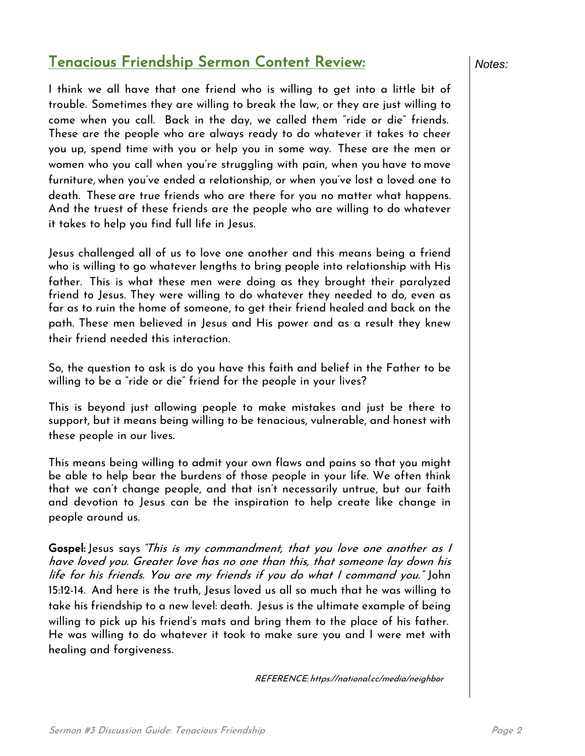## Tenacious Friendship Sermon Content Review:

*Notes:*

I think we all have that one friend who is willing to get into a little bit of trouble. Sometimes they are willing to break the law, or they are just willing to come when you call. Back in the day, we called them "ride or die" friends. These are the people who are always ready to do whatever it takes to cheer you up, spend time with you or help you in some way. These are the men or women who you call when you're struggling with pain, when you have to move furniture, when you've ended a relationship, or when you've lost a loved one to death. These are true friends who are there for you no matter what happens. And the truest of these friends are the people who are willing to do whatever it takes to help you find full life in Jesus.

Jesus challenged all of us to love one another and this means being a friend who is willing to go whatever lengths to bring people into relationship with His father. This is what these men were doing as they brought their paralyzed friend to Jesus. They were willing to do whatever they needed to do, even as far as to ruin the home of someone, to get their friend healed and back on the path. These men believed in Jesus and His power and as a result they knew their friend needed this interaction.

So, the question to ask is do you have this faith and belief in the Father to be willing to be a "ride or die" friend for the people in your lives?

This is beyond just allowing people to make mistakes and just be there to support, but it means being willing to be tenacious, vulnerable, and honest with these people in our lives.

This means being willing to admit your own flaws and pains so that you might be able to help bear the burdens of those people in your life. We often think that we can't change people, and that isn't necessarily untrue, but our faith and devotion to Jesus can be the inspiration to help create like change in people around us.

**Gospel:** Jesus says *"This is my commandment, that you love one another as I have loved you. Greater love has no one than this, that someone lay down his life for his friends. You are my friends if you do what I command you."* John 15:12-14. And here is the truth, Jesus loved us all so much that he was willing to take his friendship to a new level: death. Jesus is the ultimate example of being willing to pick up his friend's mats and bring them to the place of his father. He was willing to do whatever it took to make sure you and I were met with healing and forgiveness.

*REFERENCE: https://national.cc/media/neighbor*